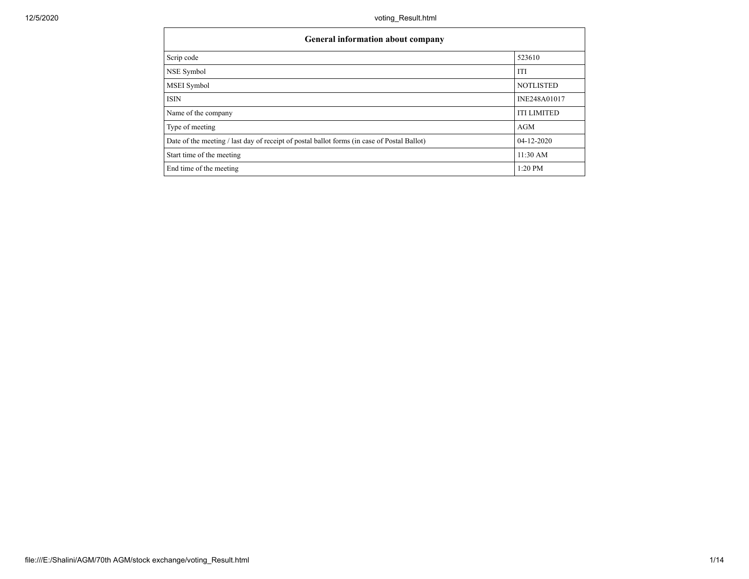| General information about company | |
|---|---|
| Scrip code | 523610 |
| NSE Symbol | ITI |
| MSEI Symbol | NOTLISTED |
| ISIN | INE248A01017 |
| Name of the company | ITI LIMITED |
| Type of meeting | AGM |
| Date of the meeting / last day of receipt of postal ballot forms (in case of Postal Ballot) | 04-12-2020 |
| Start time of the meeting | 11:30 AM |
| End time of the meeting | 1:20 PM |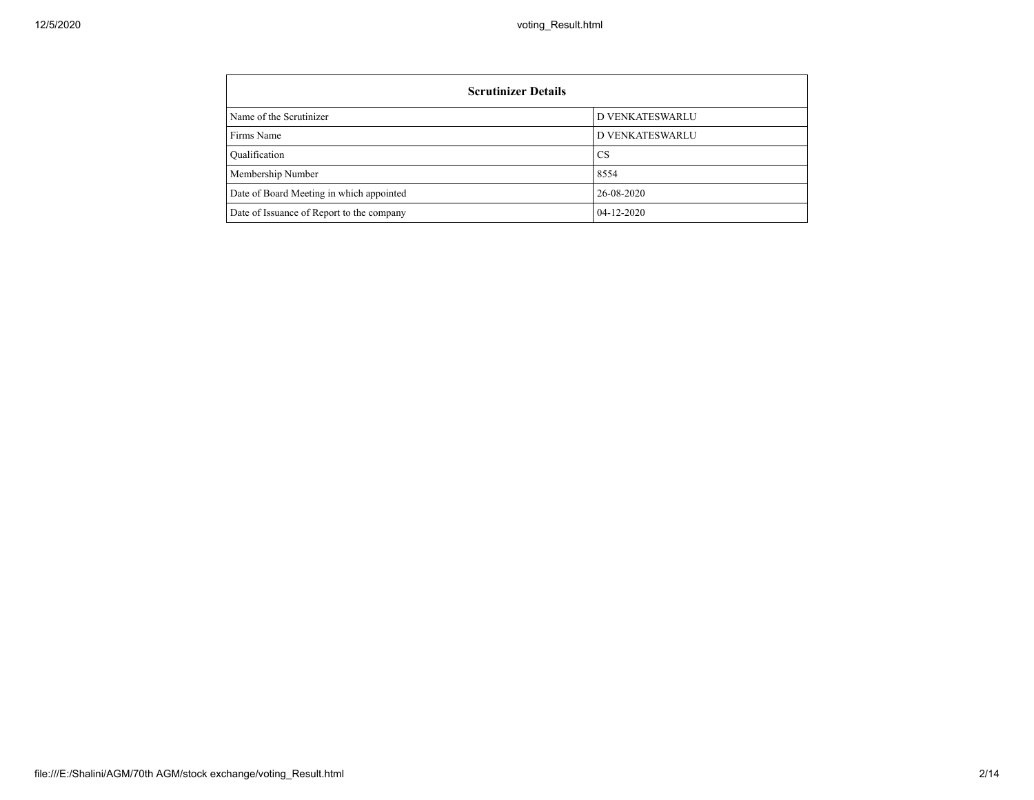| Scrutinizer Details | |
|---|---|
| Name of the Scrutinizer | D VENKATESWARLU |
| Firms Name | D VENKATESWARLU |
| Qualification | CS |
| Membership Number | 8554 |
| Date of Board Meeting in which appointed | 26-08-2020 |
| Date of Issuance of Report to the company | 04-12-2020 |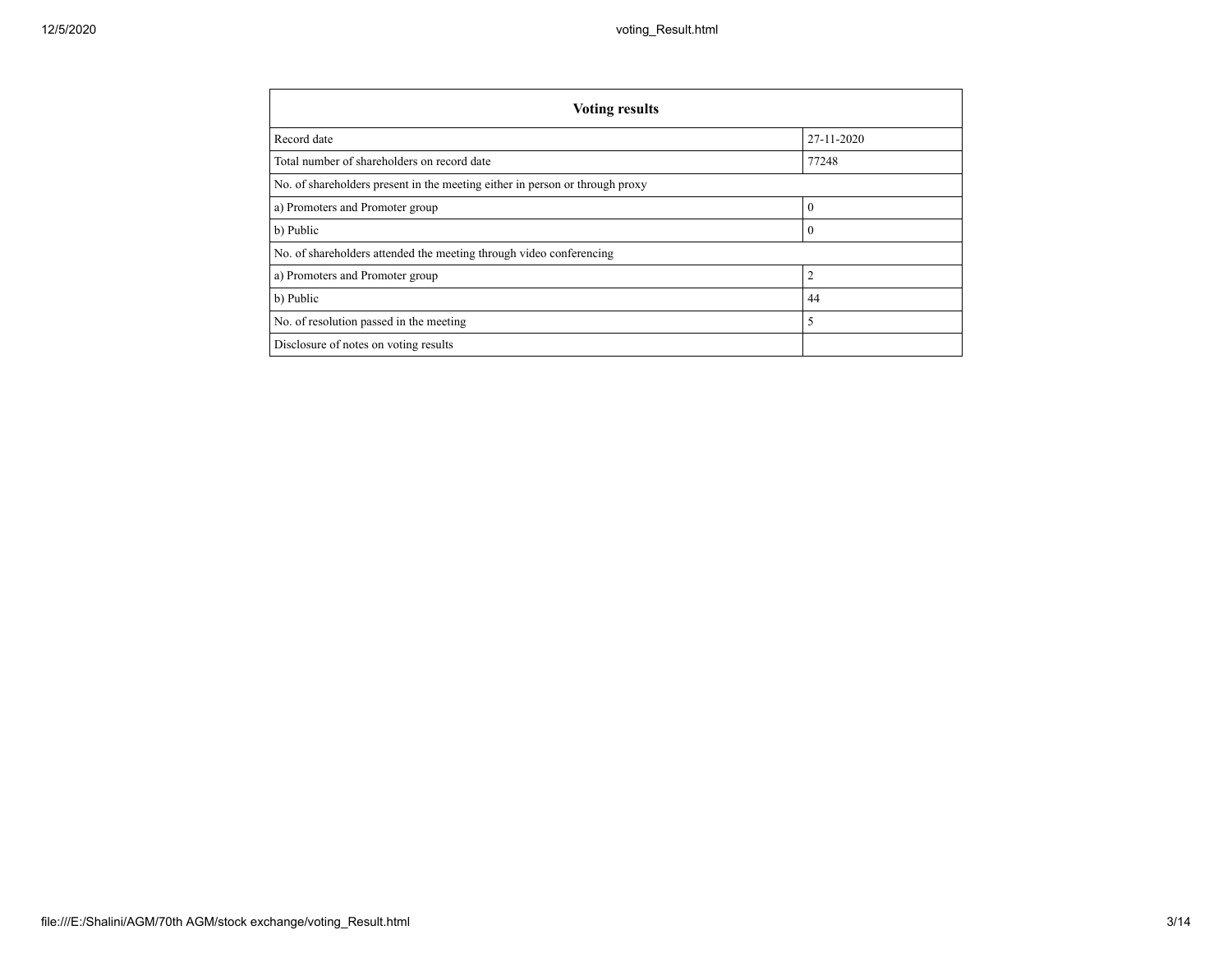| Voting results | |
|---|---|
| Record date | 27-11-2020 |
| Total number of shareholders on record date | 77248 |
| No. of shareholders present in the meeting either in person or through proxy | |
| a) Promoters and Promoter group | 0 |
| b) Public | 0 |
| No. of shareholders attended the meeting through video conferencing | |
| a) Promoters and Promoter group | 2 |
| b) Public | 44 |
| No. of resolution passed in the meeting | 5 |
| Disclosure of notes on voting results | |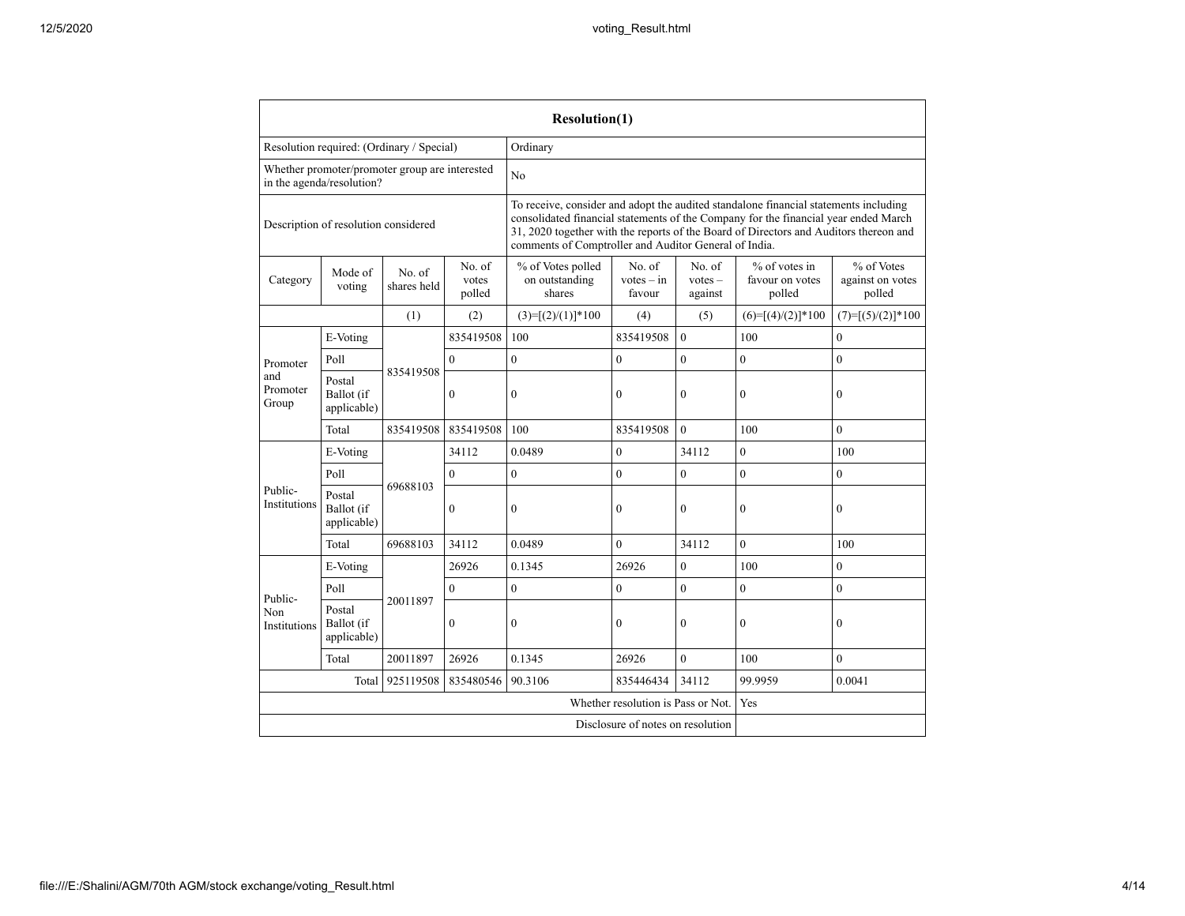| Resolution(1) | | | | | | | | |
|---|---|---|---|---|---|---|---|---|
| Resolution required: (Ordinary / Special) | | | | Ordinary | | | | |
| Whether promoter/promoter group are interested in the agenda/resolution? | | | | No | | | | |
| Description of resolution considered | | | | To receive, consider and adopt the audited standalone financial statements including consolidated financial statements of the Company for the financial year ended March 31, 2020 together with the reports of the Board of Directors and Auditors thereon and comments of Comptroller and Auditor General of India. | | | | |
| Category | Mode of voting | No. of shares held | No. of votes polled | % of Votes polled on outstanding shares | No. of votes – in favour | No. of votes – against | % of votes in favour on votes polled | % of Votes against on votes polled |
| | | (1) | (2) | (3)=[(2)/(1)]*100 | (4) | (5) | (6)=[(4)/(2)]*100 | (7)=[(5)/(2)]*100 |
| Promoter and Promoter Group | E-Voting | 835419508 | 835419508 | 100 | 835419508 | 0 | 100 | 0 |
| | Poll | | 0 | 0 | 0 | 0 | 0 | 0 |
| | Postal Ballot (if applicable) | | 0 | 0 | 0 | 0 | 0 | 0 |
| | Total | 835419508 | 835419508 | 100 | 835419508 | 0 | 100 | 0 |
| Public-Institutions | E-Voting | 69688103 | 34112 | 0.0489 | 0 | 34112 | 0 | 100 |
| | Poll | | 0 | 0 | 0 | 0 | 0 | 0 |
| | Postal Ballot (if applicable) | | 0 | 0 | 0 | 0 | 0 | 0 |
| | Total | 69688103 | 34112 | 0.0489 | 0 | 34112 | 0 | 100 |
| Public-Non Institutions | E-Voting | 20011897 | 26926 | 0.1345 | 26926 | 0 | 100 | 0 |
| | Poll | | 0 | 0 | 0 | 0 | 0 | 0 |
| | Postal Ballot (if applicable) | | 0 | 0 | 0 | 0 | 0 | 0 |
| | Total | 20011897 | 26926 | 0.1345 | 26926 | 0 | 100 | 0 |
| | Total | 925119508 | 835480546 | 90.3106 | 835446434 | 34112 | 99.9959 | 0.0041 |
| Whether resolution is Pass or Not. | | | | | | | Yes | |
| Disclosure of notes on resolution | | | | | | | | |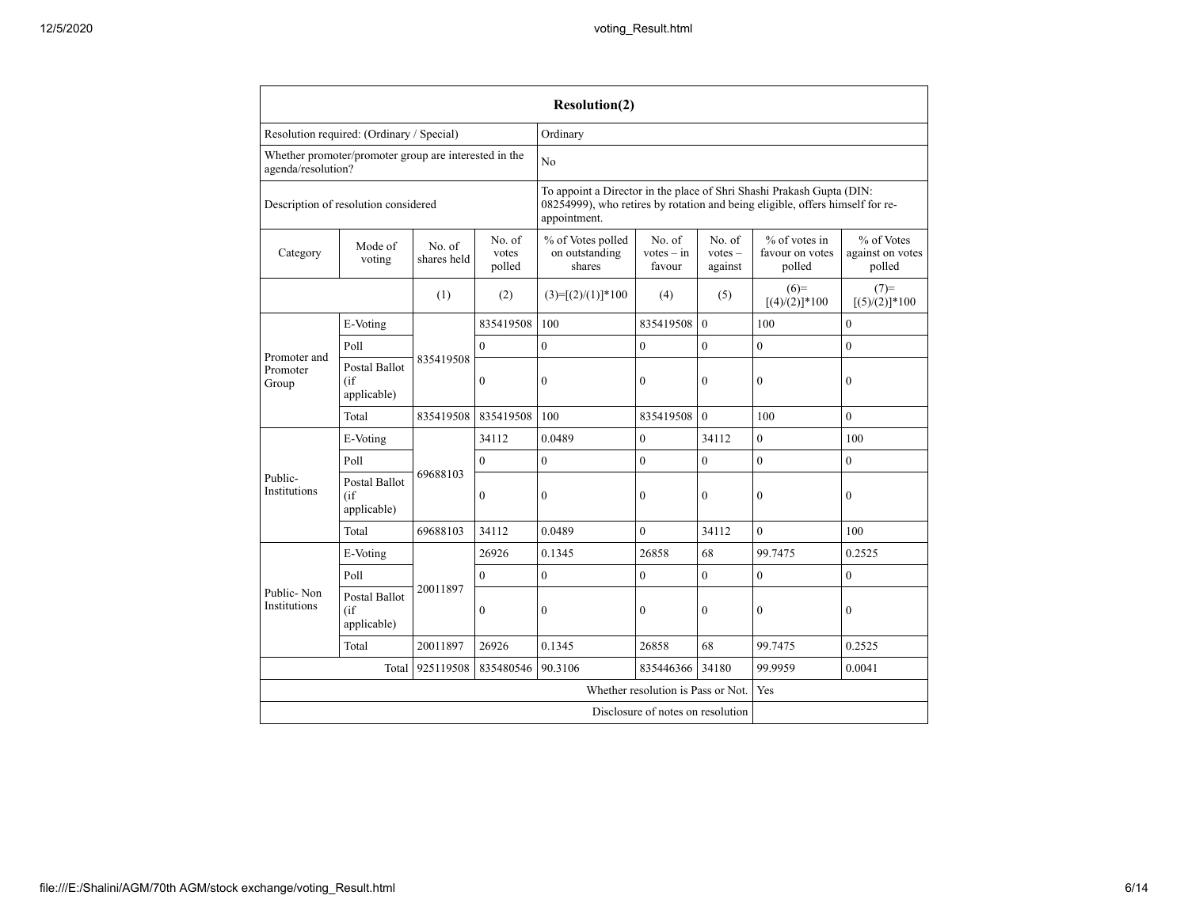| Resolution(2) | | | | | | | | |
|---|---|---|---|---|---|---|---|---|
| Resolution required: (Ordinary / Special) | | | | Ordinary | | | | |
| Whether promoter/promoter group are interested in the agenda/resolution? | | | | No | | | | |
| Description of resolution considered | | | | To appoint a Director in the place of Shri Shashi Prakash Gupta (DIN: 08254999), who retires by rotation and being eligible, offers himself for re-appointment. | | | | |
| Category | Mode of voting | No. of shares held | No. of votes polled | % of Votes polled on outstanding shares | No. of votes – in favour | No. of votes – against | % of votes in favour on votes polled | % of Votes against on votes polled |
| | | (1) | (2) | (3)=[(2)/(1)]*100 | (4) | (5) | (6)=[(4)/(2)]*100 | (7)=[(5)/(2)]*100 |
| Promoter and Promoter Group | E-Voting | 835419508 | 835419508 | 100 | 835419508 | 0 | 100 | 0 |
| | Poll | | 0 | 0 | 0 | 0 | 0 | 0 |
| | Postal Ballot (if applicable) | | 0 | 0 | 0 | 0 | 0 | 0 |
| | Total | 835419508 | 835419508 | 100 | 835419508 | 0 | 100 | 0 |
| Public- Institutions | E-Voting | 69688103 | 34112 | 0.0489 | 0 | 34112 | 0 | 100 |
| | Poll | | 0 | 0 | 0 | 0 | 0 | 0 |
| | Postal Ballot (if applicable) | | 0 | 0 | 0 | 0 | 0 | 0 |
| | Total | 69688103 | 34112 | 0.0489 | 0 | 34112 | 0 | 100 |
| Public- Non Institutions | E-Voting | 20011897 | 26926 | 0.1345 | 26858 | 68 | 99.7475 | 0.2525 |
| | Poll | | 0 | 0 | 0 | 0 | 0 | 0 |
| | Postal Ballot (if applicable) | | 0 | 0 | 0 | 0 | 0 | 0 |
| | Total | 20011897 | 26926 | 0.1345 | 26858 | 68 | 99.7475 | 0.2525 |
| | Total | 925119508 | 835480546 | 90.3106 | 835446366 | 34180 | 99.9959 | 0.0041 |
| Whether resolution is Pass or Not. | | | | | | | Yes | |
| Disclosure of notes on resolution | | | | | | | | |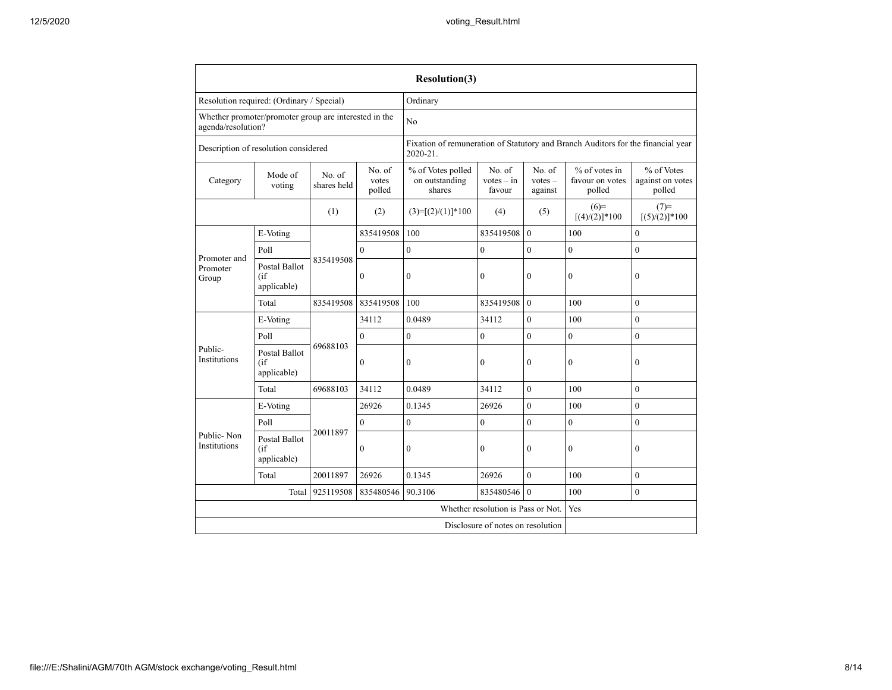| Resolution(3) | | | | | | | | | |
|---|---|---|---|---|---|---|---|---|---|
| Resolution required: (Ordinary / Special) | | | | Ordinary | | | | | |
| Whether promoter/promoter group are interested in the agenda/resolution? | | | | No | | | | | |
| Description of resolution considered | | | | Fixation of remuneration of Statutory and Branch Auditors for the financial year 2020-21. | | | | | |
| Category | Mode of voting | No. of shares held | No. of votes polled | % of Votes polled on outstanding shares | No. of votes – in favour | No. of votes – against | % of votes in favour on votes polled | % of Votes against on votes polled |
| | | (1) | (2) | (3)=[(2)/(1)]*100 | (4) | (5) | (6)=[(4)/(2)]*100 | (7)=[(5)/(2)]*100 |
| Promoter and Promoter Group | E-Voting | 835419508 | 835419508 | 100 | 835419508 | 0 | 100 | 0 |
| | Poll | | 0 | 0 | 0 | 0 | 0 | 0 |
| | Postal Ballot (if applicable) | | 0 | 0 | 0 | 0 | 0 | 0 |
| | Total | 835419508 | 835419508 | 100 | 835419508 | 0 | 100 | 0 |
| Public-Institutions | E-Voting | 69688103 | 34112 | 0.0489 | 34112 | 0 | 100 | 0 |
| | Poll | | 0 | 0 | 0 | 0 | 0 | 0 |
| | Postal Ballot (if applicable) | | 0 | 0 | 0 | 0 | 0 | 0 |
| | Total | 69688103 | 34112 | 0.0489 | 34112 | 0 | 100 | 0 |
| Public- Non Institutions | E-Voting | 20011897 | 26926 | 0.1345 | 26926 | 0 | 100 | 0 |
| | Poll | | 0 | 0 | 0 | 0 | 0 | 0 |
| | Postal Ballot (if applicable) | | 0 | 0 | 0 | 0 | 0 | 0 |
| | Total | 20011897 | 26926 | 0.1345 | 26926 | 0 | 100 | 0 |
| | Total | 925119508 | 835480546 | 90.3106 | 835480546 | 0 | 100 | 0 |
| Whether resolution is Pass or Not. | | | | | | | Yes | |
| Disclosure of notes on resolution | | | | | | | | |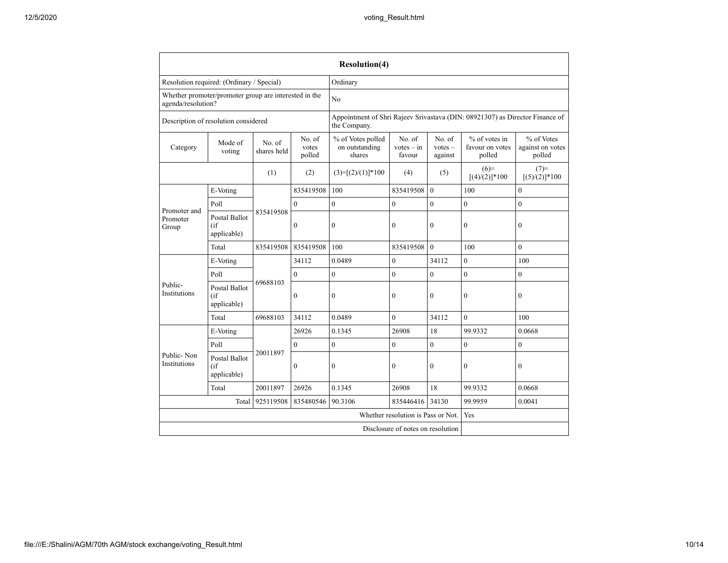| Resolution(4) | | | | | | | | |
|---|---|---|---|---|---|---|---|---|
| Resolution required: (Ordinary / Special) | | | | Ordinary | | | | |
| Whether promoter/promoter group are interested in the agenda/resolution? | | | | No | | | | |
| Description of resolution considered | | | | Appointment of Shri Rajeev Srivastava (DIN: 08921307) as Director Finance of the Company. | | | | |
| Category | Mode of voting | No. of shares held | No. of votes polled | % of Votes polled on outstanding shares | No. of votes – in favour | No. of votes – against | % of votes in favour on votes polled | % of Votes against on votes polled |
| | | (1) | (2) | (3)=[(2)/(1)]*100 | (4) | (5) | (6)=[(4)/(2)]*100 | (7)=[(5)/(2)]*100 |
| Promoter and Promoter Group | E-Voting | 835419508 | 835419508 | 100 | 835419508 | 0 | 100 | 0 |
| | Poll | | 0 | 0 | 0 | 0 | 0 | 0 |
| | Postal Ballot (if applicable) | | 0 | 0 | 0 | 0 | 0 | 0 |
| | Total | 835419508 | 835419508 | 100 | 835419508 | 0 | 100 | 0 |
| Public-Institutions | E-Voting | 69688103 | 34112 | 0.0489 | 0 | 34112 | 0 | 100 |
| | Poll | | 0 | 0 | 0 | 0 | 0 | 0 |
| | Postal Ballot (if applicable) | | 0 | 0 | 0 | 0 | 0 | 0 |
| | Total | 69688103 | 34112 | 0.0489 | 0 | 34112 | 0 | 100 |
| Public- Non Institutions | E-Voting | 20011897 | 26926 | 0.1345 | 26908 | 18 | 99.9332 | 0.0668 |
| | Poll | | 0 | 0 | 0 | 0 | 0 | 0 |
| | Postal Ballot (if applicable) | | 0 | 0 | 0 | 0 | 0 | 0 |
| | Total | 20011897 | 26926 | 0.1345 | 26908 | 18 | 99.9332 | 0.0668 |
| | Total | 925119508 | 835480546 | 90.3106 | 835446416 | 34130 | 99.9959 | 0.0041 |
| Whether resolution is Pass or Not. | | | | | | | Yes | |
| Disclosure of notes on resolution | | | | | | | | |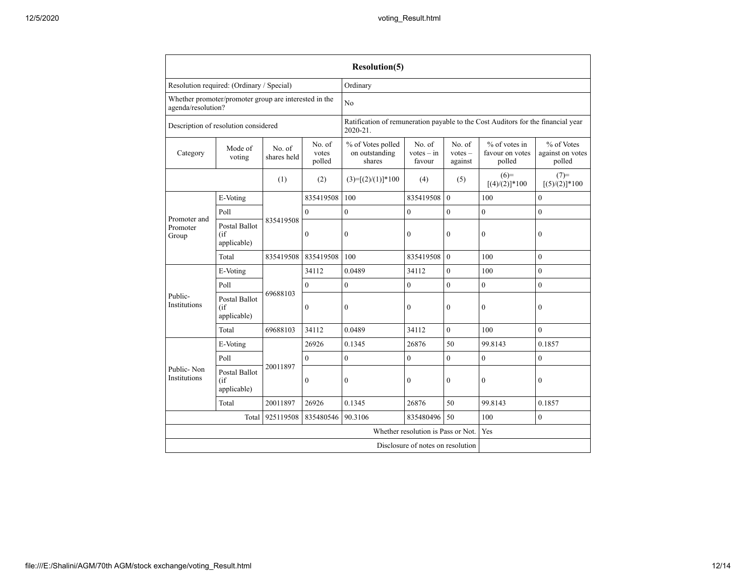| Resolution(5) | | | | | | | | |
|---|---|---|---|---|---|---|---|---|
| Resolution required: (Ordinary / Special) | | | | Ordinary | | | | |
| Whether promoter/promoter group are interested in the agenda/resolution? | | | | No | | | | |
| Description of resolution considered | | | | Ratification of remuneration payable to the Cost Auditors for the financial year 2020-21. | | | | |
| Category | Mode of voting | No. of shares held | No. of votes polled | % of Votes polled on outstanding shares | No. of votes – in favour | No. of votes – against | % of votes in favour on votes polled | % of Votes against on votes polled |
| | | (1) | (2) | (3)=[(2)/(1)]*100 | (4) | (5) | (6)=[(4)/(2)]*100 | (7)=[(5)/(2)]*100 |
| Promoter and Promoter Group | E-Voting | 835419508 | 835419508 | 100 | 835419508 | 0 | 100 | 0 |
| | Poll | | 0 | 0 | 0 | 0 | 0 | 0 |
| | Postal Ballot (if applicable) | | 0 | 0 | 0 | 0 | 0 | 0 |
| | Total | 835419508 | 835419508 | 100 | 835419508 | 0 | 100 | 0 |
| Public-Institutions | E-Voting | 69688103 | 34112 | 0.0489 | 34112 | 0 | 100 | 0 |
| | Poll | | 0 | 0 | 0 | 0 | 0 | 0 |
| | Postal Ballot (if applicable) | | 0 | 0 | 0 | 0 | 0 | 0 |
| | Total | 69688103 | 34112 | 0.0489 | 34112 | 0 | 100 | 0 |
| Public- Non Institutions | E-Voting | 20011897 | 26926 | 0.1345 | 26876 | 50 | 99.8143 | 0.1857 |
| | Poll | | 0 | 0 | 0 | 0 | 0 | 0 |
| | Postal Ballot (if applicable) | | 0 | 0 | 0 | 0 | 0 | 0 |
| | Total | 20011897 | 26926 | 0.1345 | 26876 | 50 | 99.8143 | 0.1857 |
| | Total | 925119508 | 835480546 | 90.3106 | 835480496 | 50 | 100 | 0 |
| Whether resolution is Pass or Not. | | | | | | | Yes | |
| Disclosure of notes on resolution | | | | | | | | |